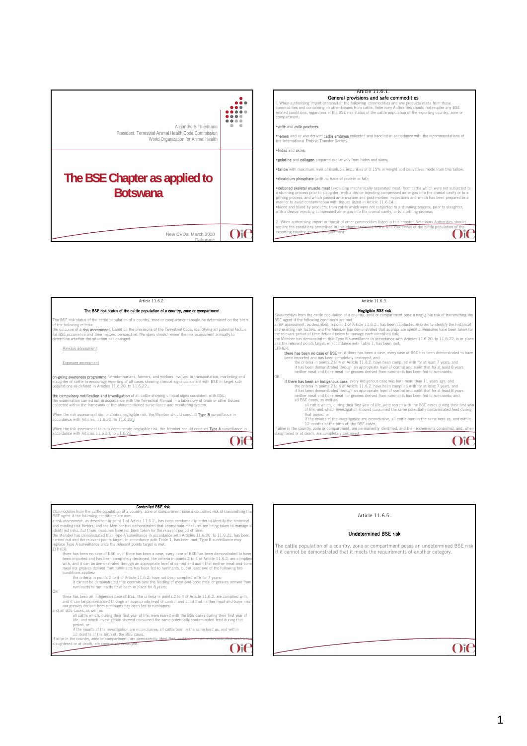Alejandro B Thiermann
President, Terrestrial Animal Health Code Commission
World Organization for Animal Health

# The BSE Chapter as applied to Botswana

New CVOs, March 2010
Gaborone

---

Article 11.6.1.

## General provisions and safe commodities

1.When authorising import or transit of the following commodities and any products made from these commodities and containing no other tissues from cattle, Veterinary Authorities should not require any BSE related conditions, regardless of the BSE risk status of the cattle population of the exporting country, zone or compartment:

- *milk and milk products*;
- semen and *in vivo* derived cattle embryos collected and handled in accordance with the recommendations of the International Embryo Transfer Society;
- hides and skins;
- gelatine and collagen prepared exclusively from hides and skins;
- tallow with maximum level of insoluble impurities of 0.15% in weight and derivatives made from this tallow;
- dicalcium phosphate (with no trace of protein or fat);
- deboned skeletal muscle meat (excluding mechanically separated meat) from cattle which were not subjected to a stunning process prior to slaughter, with a device injecting compressed air or gas into the cranial cavity or to a pithing process, and which passed ante-mortem and post-mortem inspections and which has been prepared in a manner to avoid contamination with tissues listed in Article 11.6.14.;
- blood and blood by-products, from cattle which were not subjected to a stunning process, prior to slaughter, with a device injecting compressed air or gas into the cranial cavity, or to a pithing process.

2. When authorising import or transit of other commodities listed in this chapter, Veterinary Authorities should require the conditions prescribed in this chapter relevant to the BSE risk status of the cattle population of the exporting country, zone or compartment.

---

Article 11.6.2.

## The BSE risk status of the cattle population of a country, zone or compartment

The BSE risk status of the cattle population of a country, zone or compartment should be determined on the basis of the following criteria:

the outcome of a risk assessment, based on the provisions of the Terrestrial Code, identifying all potential factors for BSE occurrence and their historic perspective. Members should review the risk assessment annually to determine whether the situation has changed.

Release assessment

Exposure assessment

on-going awareness programme for veterinarians, farmers, and workers involved in transportation, marketing and slaughter of cattle to encourage reporting of all cases showing clinical signs consistent with BSE in target sub-populations as defined in Articles 11.6.20. to 11.6.22.;

the compulsory notification and investigation of all cattle showing clinical signs consistent with BSE;

the examination carried out in accordance with the Terrestrial Manual in a laboratory of brain or other tissues collected within the framework of the aforementioned surveillance and monitoring system.

When the risk assessment demonstrates negligible risk, the Member should conduct Type B surveillance in accordance with Articles 11.6.20. to 11.6.22.

When the risk assessment fails to demonstrate negligible risk, the Member should conduct Type A surveillance in accordance with Articles 11.6.20. to 11.6.22.

---

Article 11.6.3.

## Negligible BSE risk

*Commodities* from the cattle population of a country, zone or compartment pose a negligible risk of transmitting the BSE agent if the following conditions are met:

a risk assessment, as described in point 1 of Article 11.6.2., has been conducted in order to identify the historical and existing risk factors, and the Member has demonstrated that appropriate specific measures have been taken for the relevant period of time defined below to manage each identified risk;

the Member has demonstrated that Type B surveillance in accordance with Articles 11.6.20. to 11.6.22. is in place and the relevant points target, in accordance with Table 1, has been met;

EITHER:

- there has been no case of BSE or, if there has been a case, every case of BSE has been demonstrated to have been imported and has been completely destroyed, and
  - the criteria in points 2 to 4 of Article 11.6.2. have been complied with for at least 7 years; and
  - it has been demonstrated through an appropriate level of control and audit that for at least 8 years neither meat-and-bone meal nor greaves derived from ruminants has been fed to ruminants;

OR

- if there has been an indigenous case, every indigenous case was born more than 11 years ago; and
  - the criteria in points 2 to 4 of Article 11.6.2. have been complied with for at least 7 years; and
  - it has been demonstrated through an appropriate level of control and audit that for at least 8 years neither meat-and-bone meal nor greaves derived from ruminants has been fed to ruminants; and
  - all BSE cases, as well as:
    - all cattle which, during their first year of life, were reared with the BSE cases during their first year of life, and which investigation showed consumed the same potentially contaminated feed during that period, or
    - if the results of the investigation are inconclusive, all cattle born in the same herd as, and within 12 months of the birth of, the BSE cases,

if alive in the country, zone or compartment, are permanently identified, and their movements controlled, and, when slaughtered or at death, are completely destroyed.

---

## Controlled BSE risk

*Commodities* from the cattle population of a country, zone or compartment pose a controlled risk of transmitting the BSE agent if the following conditions are met:

a risk assessment, as described in point 1 of Article 11.6.2., has been conducted in order to identify the historical and existing risk factors, and the Member has demonstrated that appropriate measures are being taken to manage all identified risks, but these measures have not been taken for the relevant period of time;

the Member has demonstrated that Type A surveillance in accordance with Articles 11.6.20. to 11.6.22. has been carried out and the relevant points target, in accordance with Table 1, has been met; Type B surveillance may replace Type A surveillance once the relevant points target is met;

EITHER:

- there has been no case of BSE or, if there has been a case, every case of BSE has been demonstrated to have been imported and has been completely destroyed, the criteria in points 2 to 4 of Article 11.6.2. are complied with, and it can be demonstrated through an appropriate level of control and audit that neither meat-and-bone meal nor greaves derived from ruminants has been fed to ruminants, but at least one of the following two conditions applies:
  - the criteria in points 2 to 4 of Article 11.6.2. have not been complied with for 7 years;
  - it cannot be demonstrated that controls over the feeding of meat-and-bone meal or greaves derived from ruminants to ruminants have been in place for 8 years;

OR

- there has been an indigenous case of BSE, the criteria in points 2 to 4 of Article 11.6.2. are complied with, and it can be demonstrated through an appropriate level of control and audit that neither meat-and-bone meal nor greaves derived from ruminants has been fed to ruminants;

and all BSE cases, as well as:

- all cattle which, during their first year of life, were reared with the BSE cases during their first year of life, and which investigation showed consumed the same potentially contaminated feed during that period, or
- if the results of the investigation are inconclusive, all cattle born in the same herd as, and within 12 months of the birth of, the BSE cases,

if alive in the country, zone or compartment, are permanently identified, and their movements controlled, and, when slaughtered or at death, are completely destroyed.

---

Article 11.6.5.

## Undetermined BSE risk

The cattle population of a country, zone or compartment poses an undetermined BSE risk if it cannot be demonstrated that it meets the requirements of another category.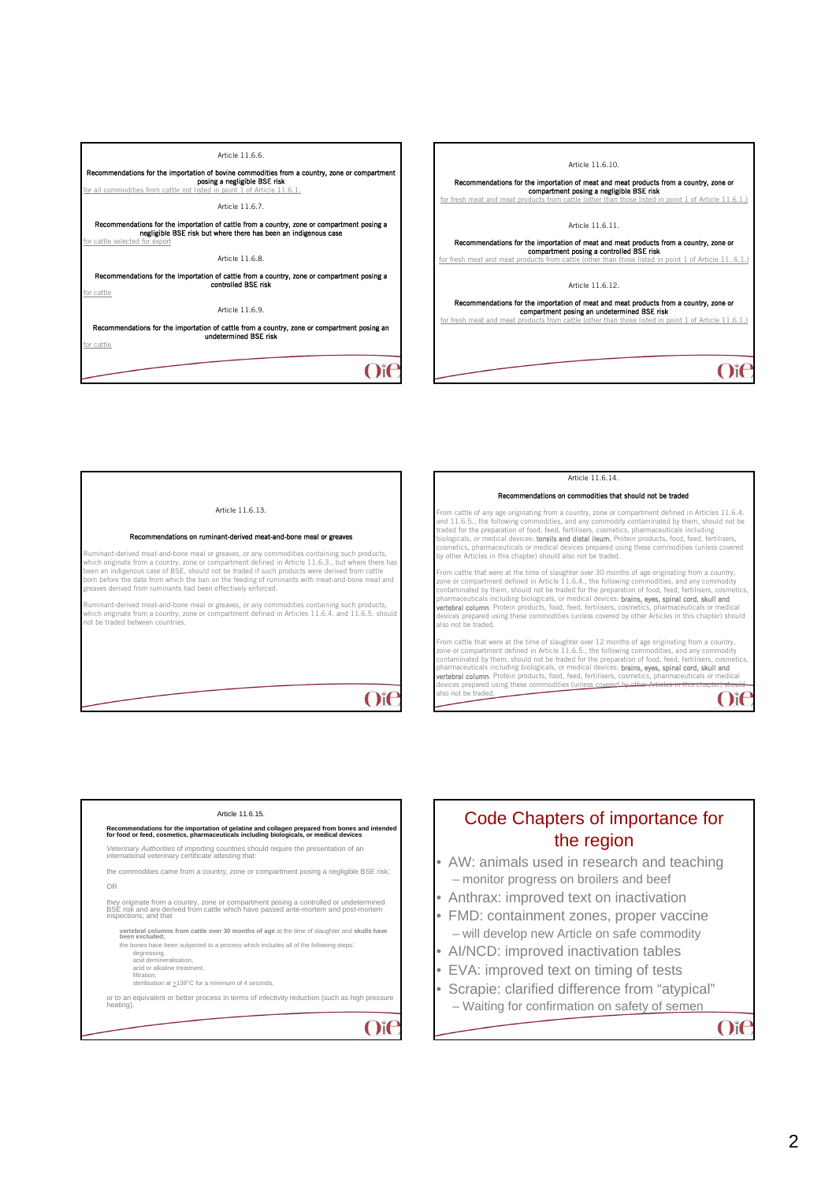Article 11.6.6.

**Recommendations for the importation of bovine commodities from a country, zone or compartment posing a negligible BSE risk**

for all commodities from cattle not listed in point 1 of Article 11.6.1.

Article 11.6.7.

**Recommendations for the importation of cattle from a country, zone or compartment posing a negligible BSE risk but where there has been an indigenous case**

for cattle selected for export

Article 11.6.8.

**Recommendations for the importation of cattle from a country, zone or compartment posing a controlled BSE risk**

for cattle

Article 11.6.9.

**Recommendations for the importation of cattle from a country, zone or compartment posing an undetermined BSE risk**

for cattle

Article 11.6.10.

**Recommendations for the importation of meat and meat products from a country, zone or compartment posing a negligible BSE risk**

for fresh meat and meat products from cattle (other than those listed in point 1 of Article 11.6.1.)

Article 11.6.11.

**Recommendations for the importation of meat and meat products from a country, zone or compartment posing a controlled BSE risk**

for fresh meat and meat products from cattle (other than those listed in point 1 of Article 11..6.1.)

Article 11.6.12.

**Recommendations for the importation of meat and meat products from a country, zone or compartment posing an undetermined BSE risk**

for fresh meat and meat products from cattle (other than those listed in point 1 of Article 11.6.1.)

Article 11.6.13.

**Recommendations on ruminant-derived meat-and-bone meal or greaves**

Ruminant-derived meat-and-bone meal or greaves, or any commodities containing such products, which originate from a country, zone or compartment defined in Article 11.6.3., but where there has been an indigenous case of BSE, should not be traded if such products were derived from cattle born before the date from which the ban on the feeding of ruminants with meat-and-bone meal and greaves derived from ruminants had been effectively enforced.

Ruminant-derived meat-and-bone meal or greaves, or any commodities containing such products, which originate from a country, zone or compartment defined in Articles 11.6.4. and 11.6.5. should not be traded between countries.

Article 11.6.14.

**Recommendations on commodities that should not be traded**

From cattle of any age originating from a country, zone or compartment defined in Articles 11.6.4. and 11.6.5., the following commodities, and any commodity contaminated by them, should not be traded for the preparation of food, feed, fertilisers, cosmetics, pharmaceuticals including biologicals, or medical devices: **tonsils and distal ileum**. Protein products, food, feed, fertilisers, cosmetics, pharmaceuticals or medical devices prepared using these commodities (unless covered by other Articles in this chapter) should also not be traded.

From cattle that were at the time of slaughter over 30 months of age originating from a country, zone or compartment defined in Article 11.6.4., the following commodities, and any commodity contaminated by them, should not be traded for the preparation of food, feed, fertilisers, cosmetics, pharmaceuticals including biologicals, or medical devices: **brains, eyes, spinal cord, skull and vertebral column**. Protein products, food, feed, fertilisers, cosmetics, pharmaceuticals or medical devices prepared using these commodities (unless covered by other Articles in this chapter) should also not be traded.

From cattle that were at the time of slaughter over 12 months of age originating from a country, zone or compartment defined in Article 11.6.5., the following commodities, and any commodity contaminated by them, should not be traded for the preparation of food, feed, fertilisers, cosmetics, pharmaceuticals including biologicals, or medical devices: **brains, eyes, spinal cord, skull and vertebral column**. Protein products, food, feed, fertilisers, cosmetics, pharmaceuticals or medical devices prepared using these commodities (unless covered by other Articles in this chapter) should also not be traded.

Article 11.6.15.

**Recommendations for the importation of gelatine and collagen prepared from bones and intended for food or feed, cosmetics, pharmaceuticals including biologicals, or medical devices**

*Veterinary Authorities* of importing countries should require the presentation of an international veterinary certificate attesting that:

the commodities came from a country, zone or compartment posing a negligible BSE risk;

OR

they originate from a country, zone or compartment posing a controlled or undetermined BSE risk and are derived from cattle which have passed ante-mortem and post-mortem inspections; and that

- **vertebral columns from cattle over 30 months of age** at the time of slaughter and **skulls have been excluded;**
- the bones have been subjected to a process which includes all of the following steps:
  - degreasing,
  - acid demineralisation,
  - acid or alkaline treatment,
  - filtration,
  - sterilisation at ≥138°C for a minimum of 4 seconds,

or to an equivalent or better process in terms of infectivity reduction (such as high pressure heating).

## Code Chapters of importance for the region

- AW: animals used in research and teaching
  - monitor progress on broilers and beef
- Anthrax: improved text on inactivation
- FMD: containment zones, proper vaccine
  - will develop new Article on safe commodity
- AI/NCD: improved inactivation tables
- EVA: improved text on timing of tests
- Scrapie: clarified difference from "atypical"
  - Waiting for confirmation on safety of semen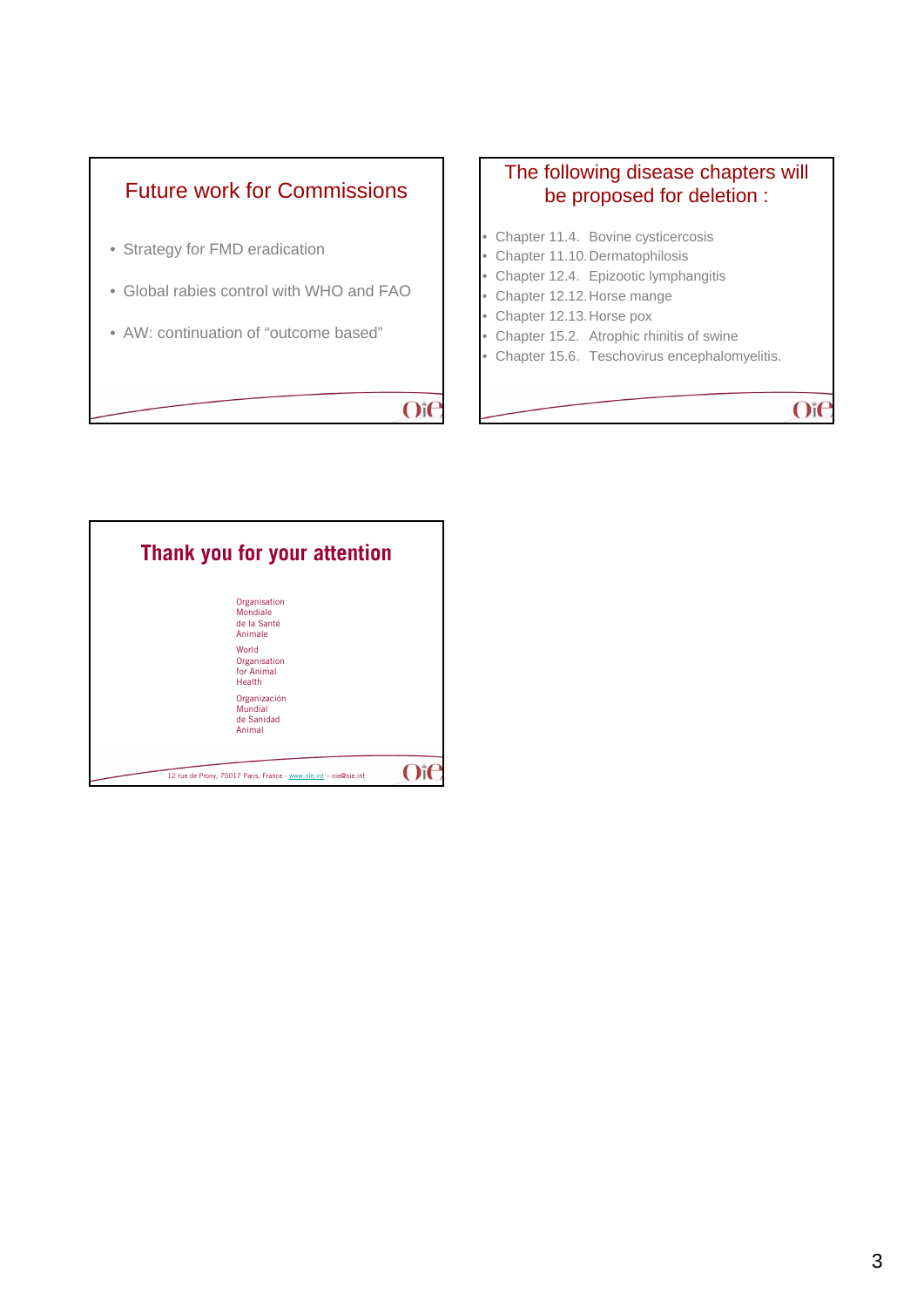## Future work for Commissions

- Strategy for FMD eradication
- Global rabies control with WHO and FAO
- AW: continuation of "outcome based"

## The following disease chapters will be proposed for deletion :

- Chapter 11.4. Bovine cysticercosis
- Chapter 11.10. Dermatophilosis
- Chapter 12.4. Epizootic lymphangitis
- Chapter 12.12. Horse mange
- Chapter 12.13. Horse pox
- Chapter 15.2. Atrophic rhinitis of swine
- Chapter 15.6. Teschovirus encephalomyelitis.

## Thank you for your attention

Organisation Mondiale de la Santé Animale

World Organisation for Animal Health

Organización Mundial de Sanidad Animal

12 rue de Prony, 75017 Paris, France – www.oie.int – oie@oie.int